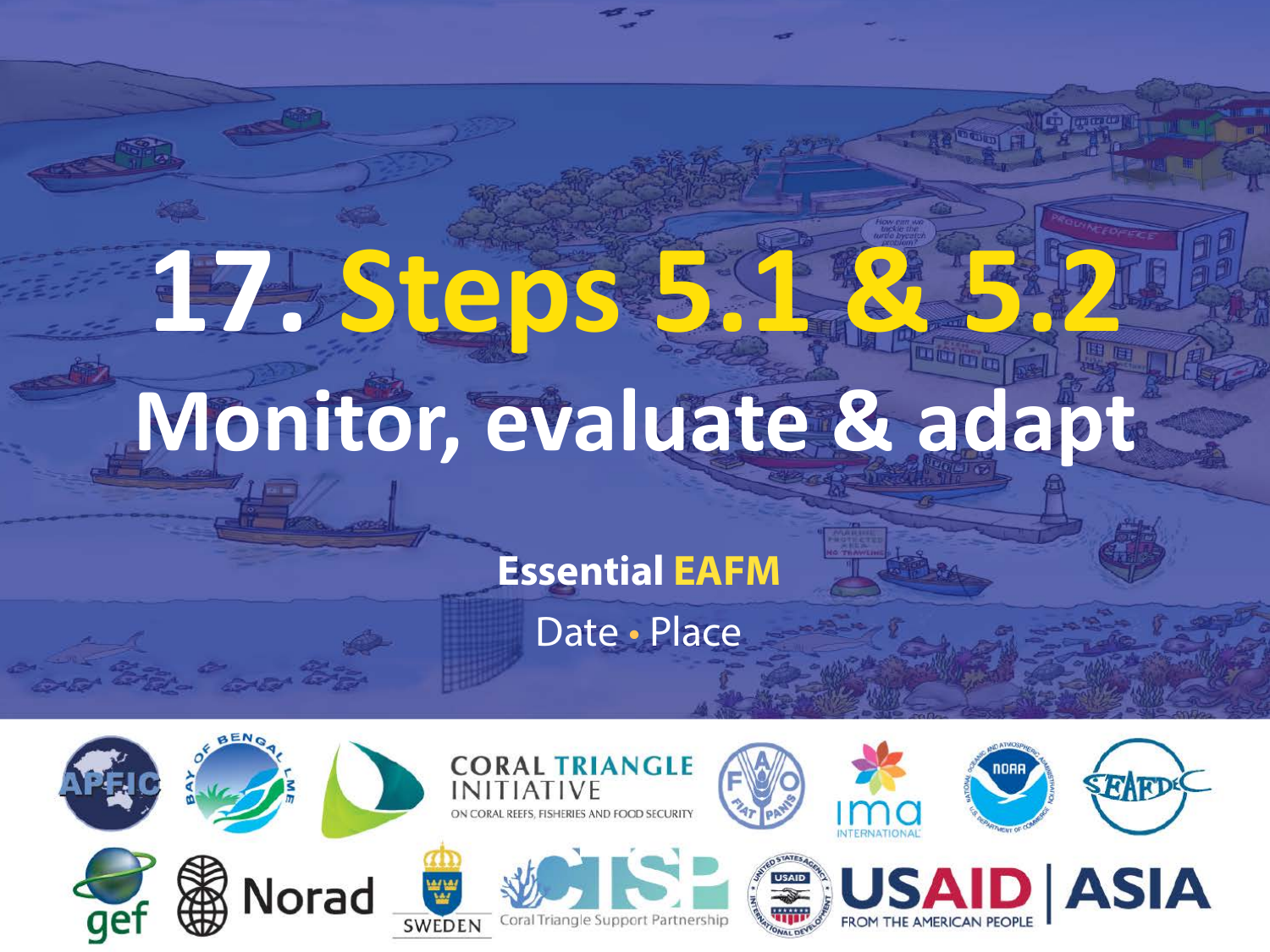# 17. Steps 5.1 & 5.2

# Monitor, evaluate & adapt

**Essential EAFM**

Date • Place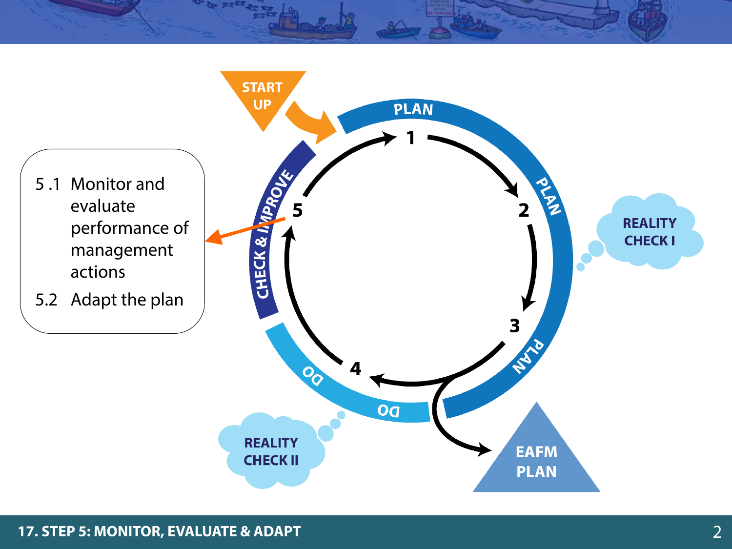5.1 Monitor and evaluate performance of management actions

5.2 Adapt the plan

START UP

PLAN

1

2

3

4

5

PLAN

PLAN

DO

DO

CHECK & IMPROVE

REALITY CHECK I

REALITY CHECK II

EAFM PLAN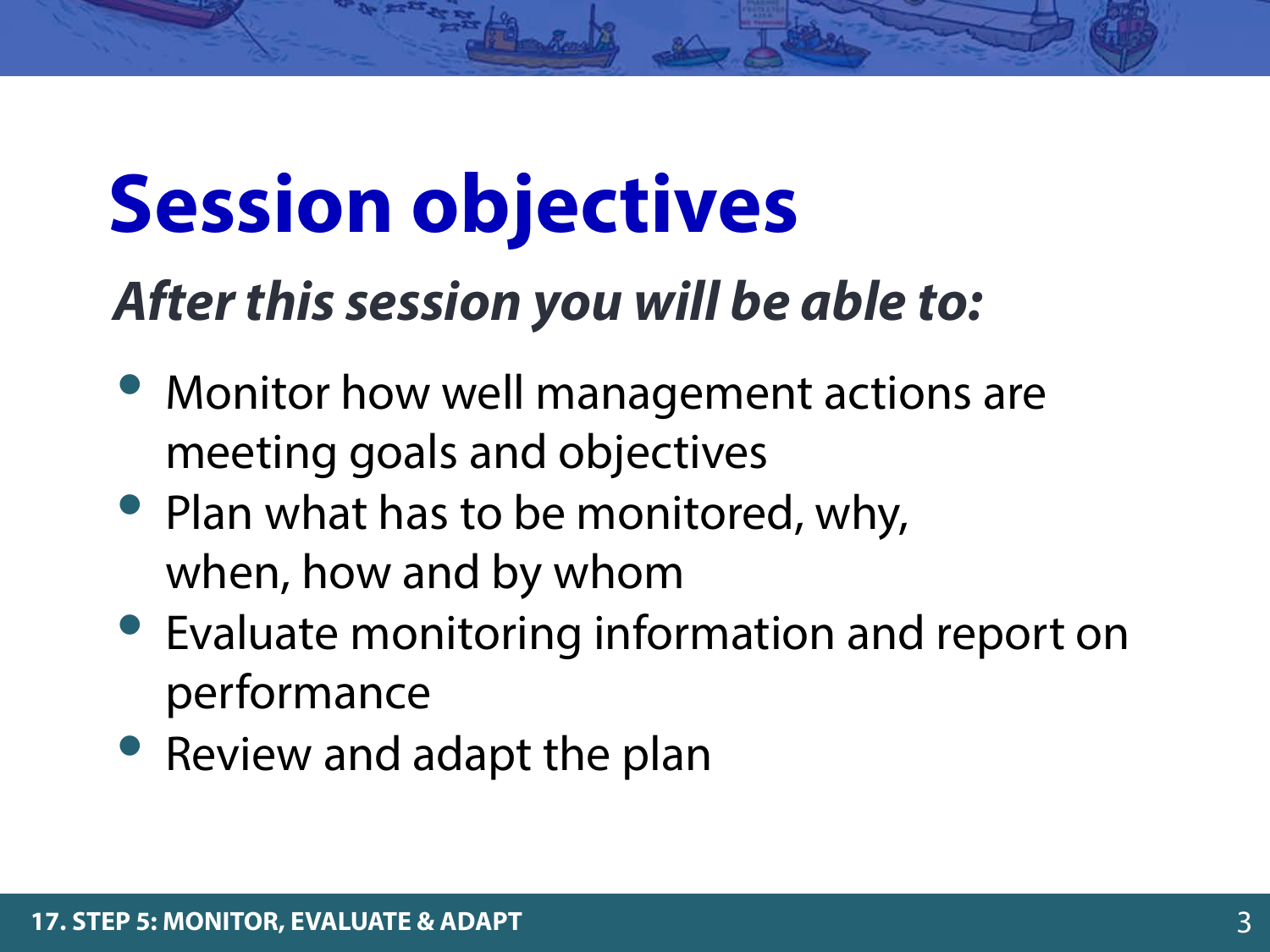# Session objectives

***After this session you will be able to:***

- Monitor how well management actions are meeting goals and objectives
- Plan what has to be monitored, why, when, how and by whom
- Evaluate monitoring information and report on performance
- Review and adapt the plan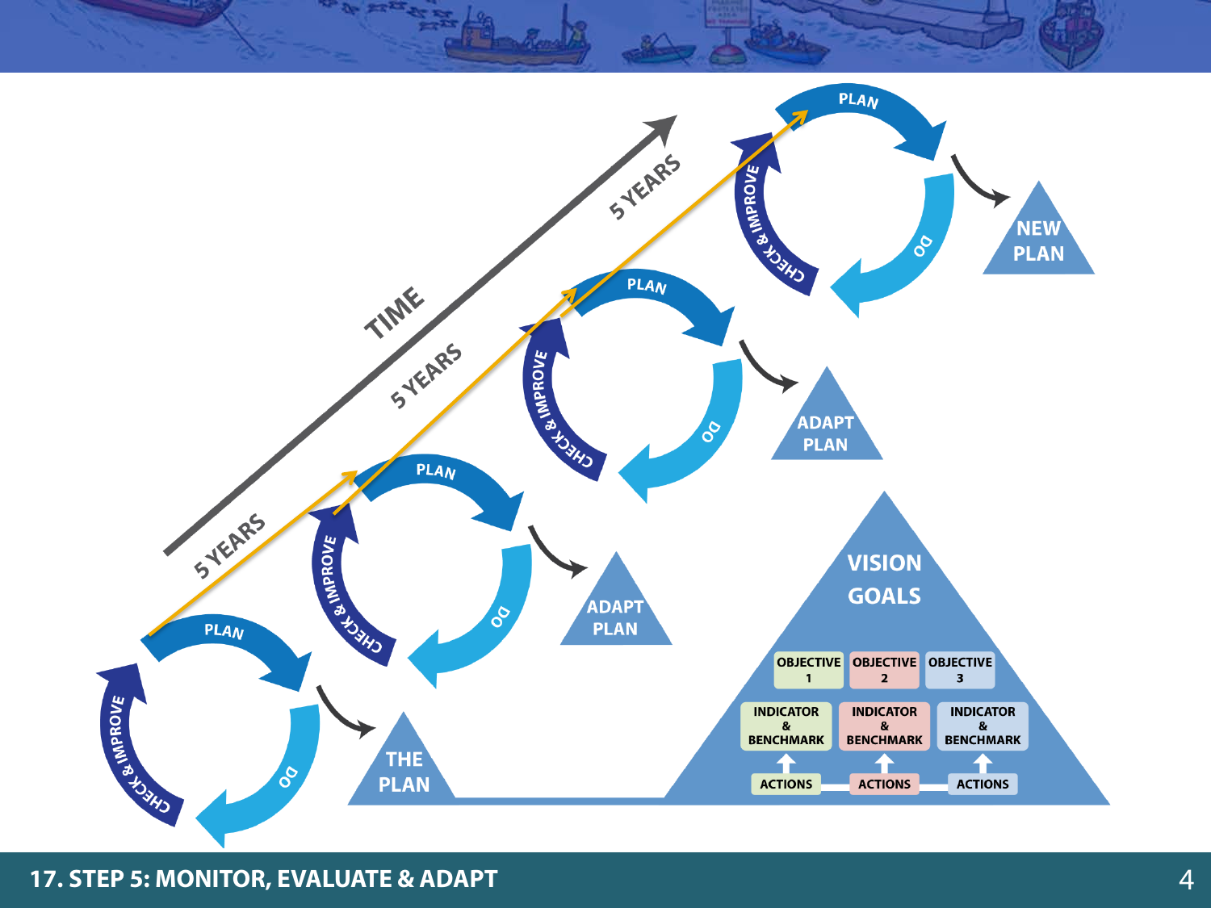TIME

5 YEARS

5 YEARS

5 YEARS

PLAN

DO

CHECK & IMPROVE

THE PLAN

PLAN

DO

CHECK & IMPROVE

ADAPT PLAN

PLAN

DO

CHECK & IMPROVE

ADAPT PLAN

PLAN

DO

CHECK & IMPROVE

NEW PLAN

VISION

GOALS

| OBJECTIVE 1 | OBJECTIVE 2 | OBJECTIVE 3 |
| --- | --- | --- |
| INDICATOR & BENCHMARK | INDICATOR & BENCHMARK | INDICATOR & BENCHMARK |
| ACTIONS | ACTIONS | ACTIONS |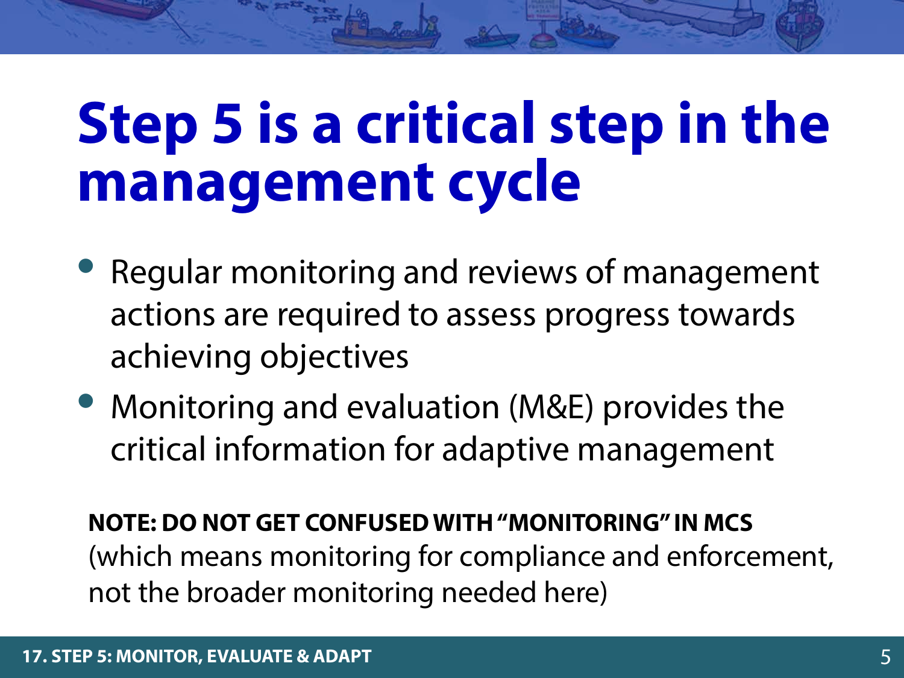# Step 5 is a critical step in the management cycle

- Regular monitoring and reviews of management actions are required to assess progress towards achieving objectives
- Monitoring and evaluation (M&E) provides the critical information for adaptive management

**NOTE: DO NOT GET CONFUSED WITH "MONITORING" IN MCS** (which means monitoring for compliance and enforcement, not the broader monitoring needed here)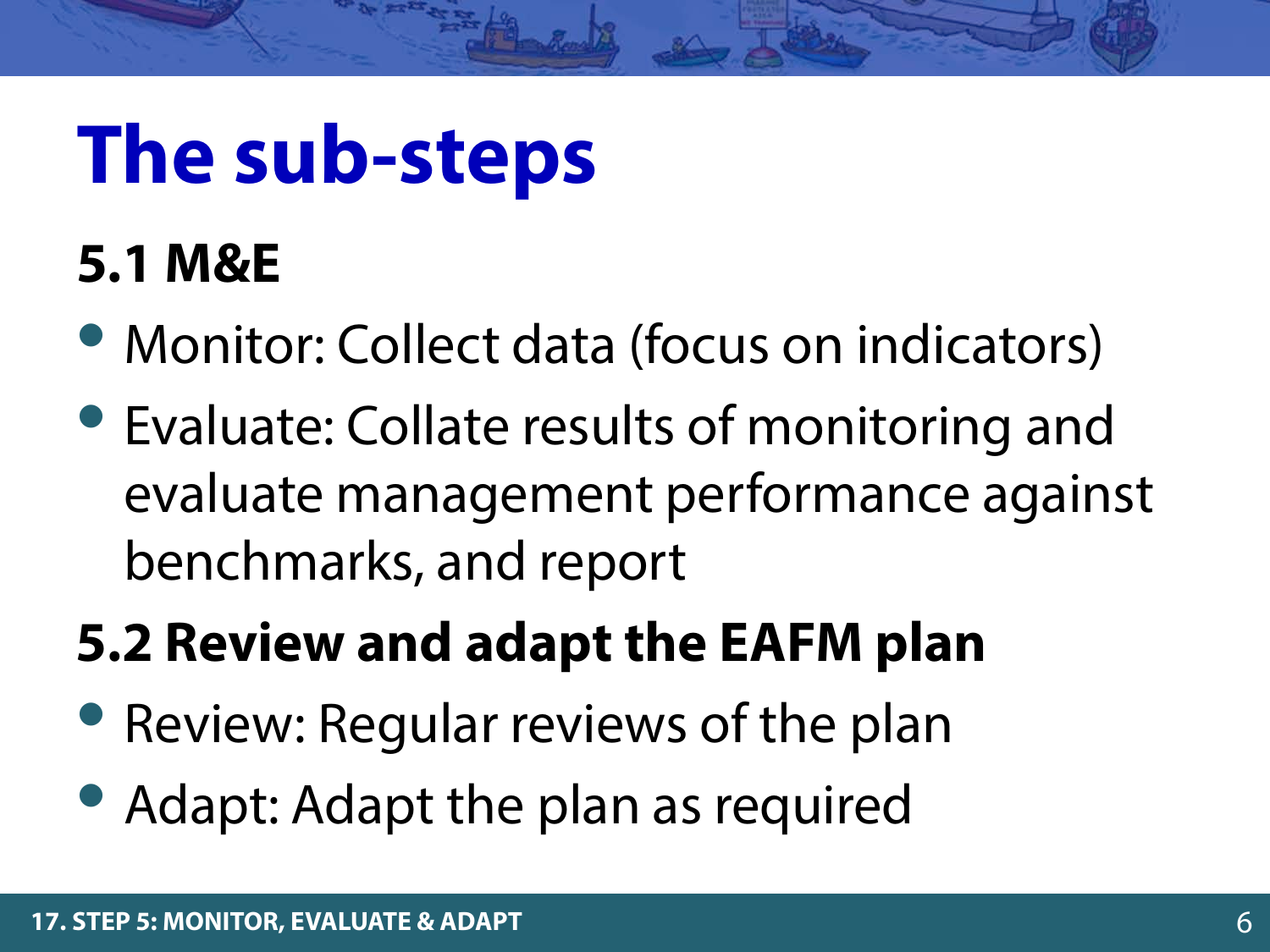# The sub-steps

## 5.1 M&E

- Monitor: Collect data (focus on indicators)
- Evaluate: Collate results of monitoring and evaluate management performance against benchmarks, and report

## 5.2 Review and adapt the EAFM plan

- Review: Regular reviews of the plan
- Adapt: Adapt the plan as required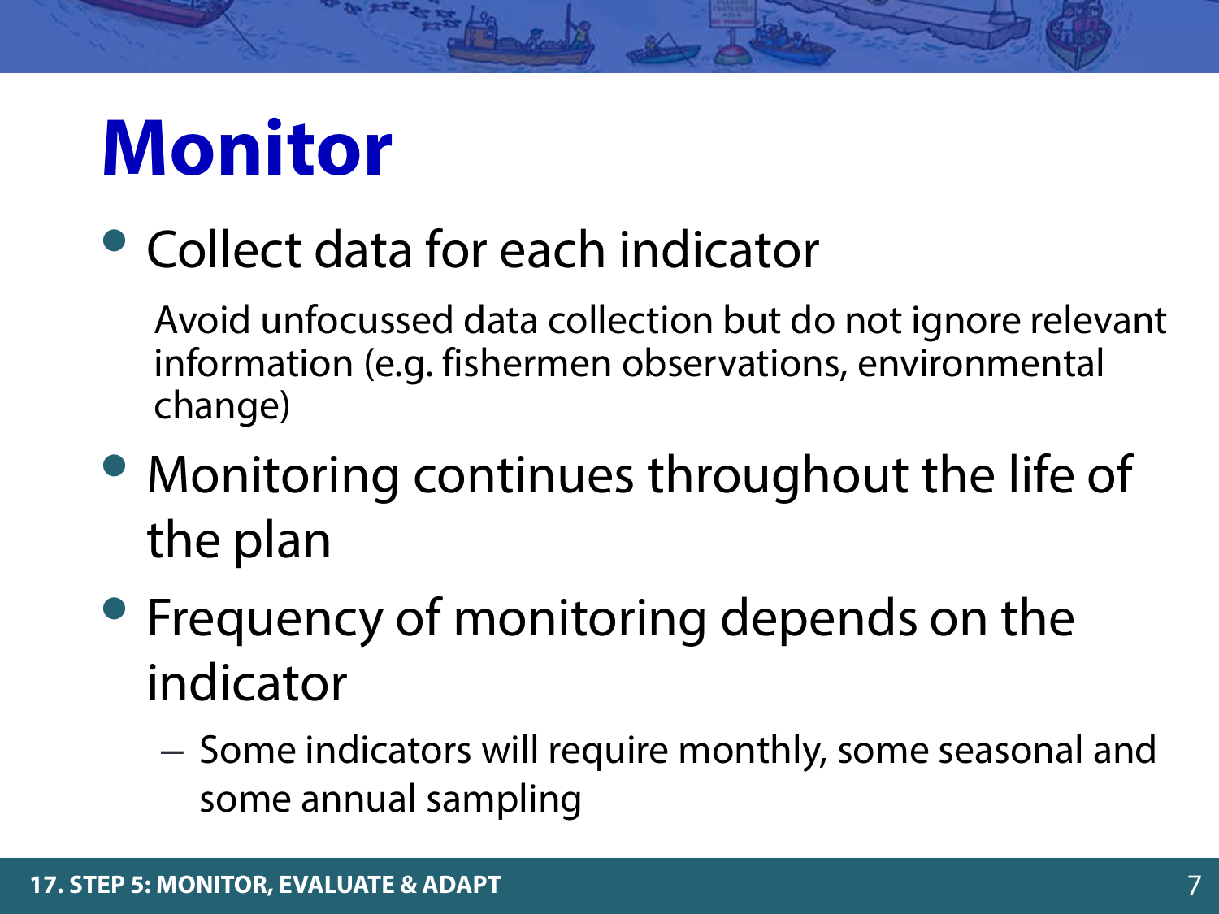# Monitor

- Collect data for each indicator

  Avoid unfocussed data collection but do not ignore relevant information (e.g. fishermen observations, environmental change)

- Monitoring continues throughout the life of the plan
- Frequency of monitoring depends on the indicator
  - Some indicators will require monthly, some seasonal and some annual sampling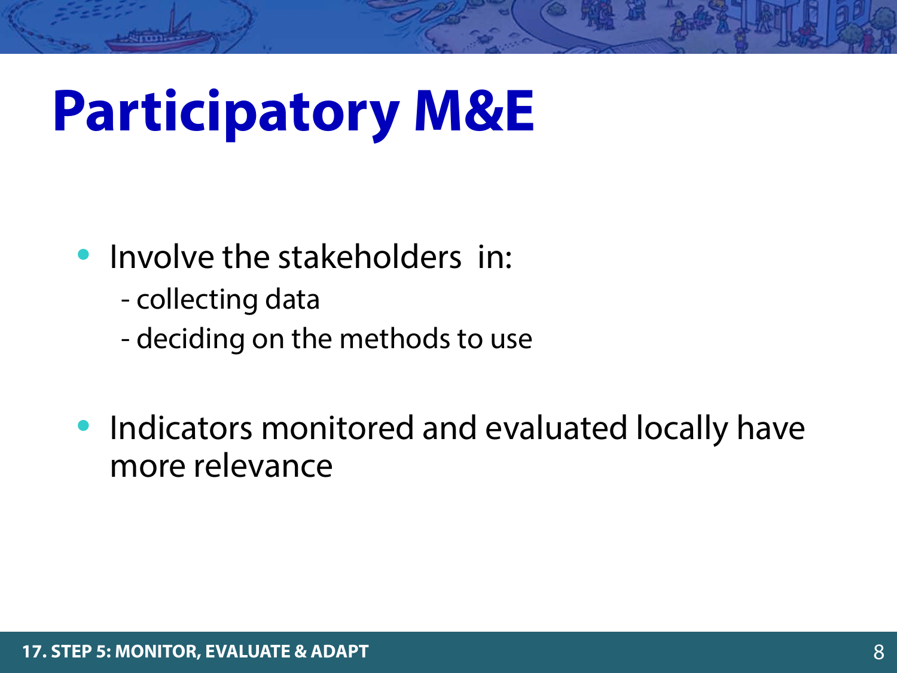# Participatory M&E

- Involve the stakeholders in:
  - collecting data
  - deciding on the methods to use

- Indicators monitored and evaluated locally have more relevance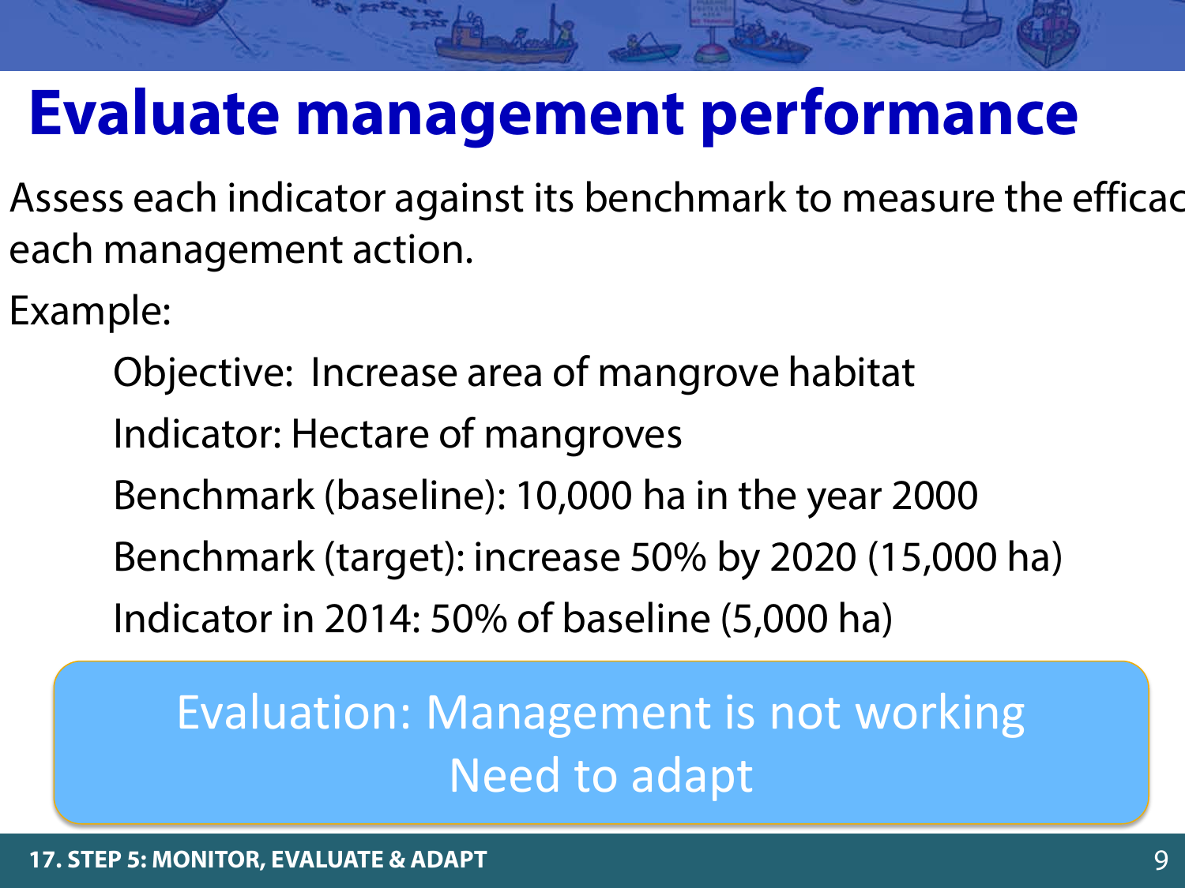# Evaluate management performance

Assess each indicator against its benchmark to measure the efficac each management action.

Example:

Objective: Increase area of mangrove habitat

Indicator: Hectare of mangroves

Benchmark (baseline): 10,000 ha in the year 2000

Benchmark (target): increase 50% by 2020 (15,000 ha)

Indicator in 2014: 50% of baseline (5,000 ha)

Evaluation: Management is not working
Need to adapt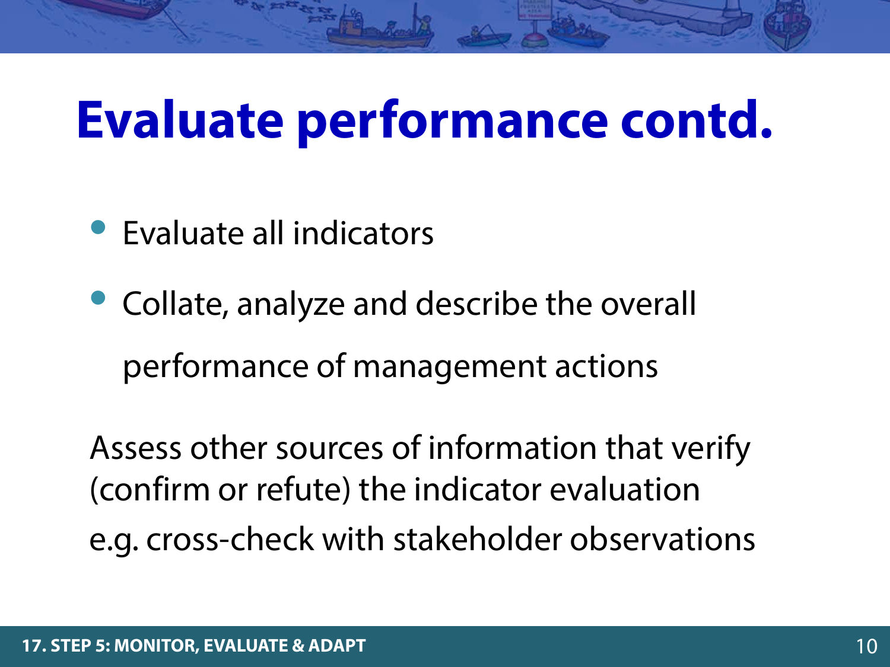# Evaluate performance contd.

- Evaluate all indicators
- Collate, analyze and describe the overall performance of management actions

Assess other sources of information that verify (confirm or refute) the indicator evaluation e.g. cross-check with stakeholder observations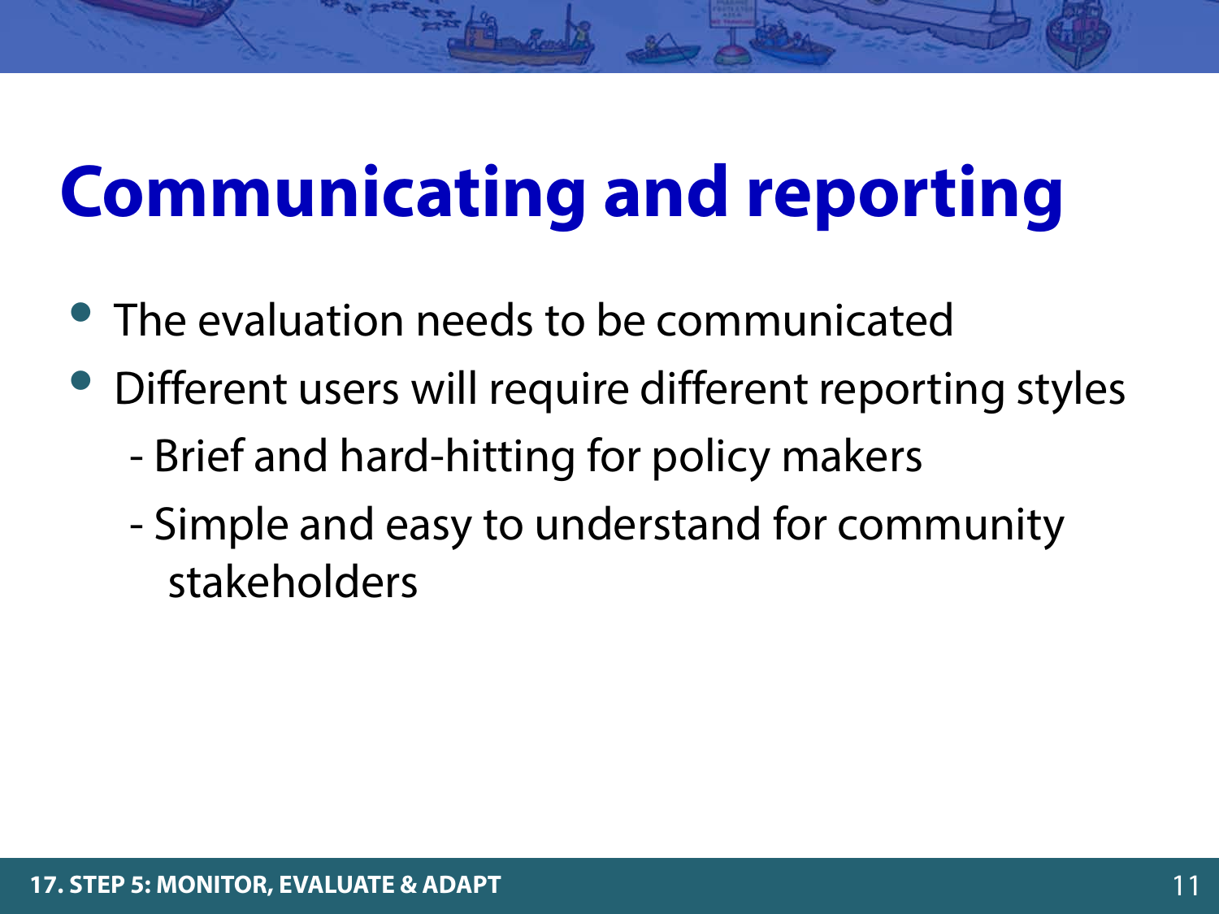# Communicating and reporting

- The evaluation needs to be communicated
- Different users will require different reporting styles
  - Brief and hard-hitting for policy makers
  - Simple and easy to understand for community stakeholders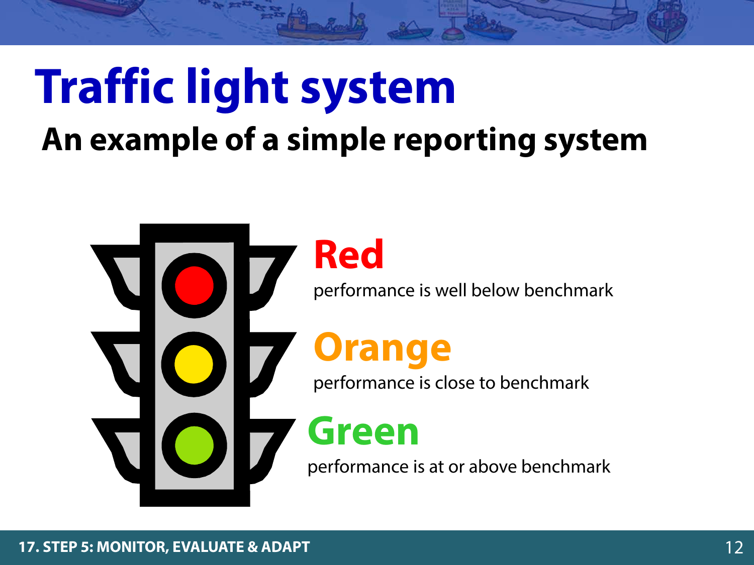# Traffic light system

## An example of a simple reporting system

**Red**

performance is well below benchmark

**Orange**

performance is close to benchmark

**Green**

performance is at or above benchmark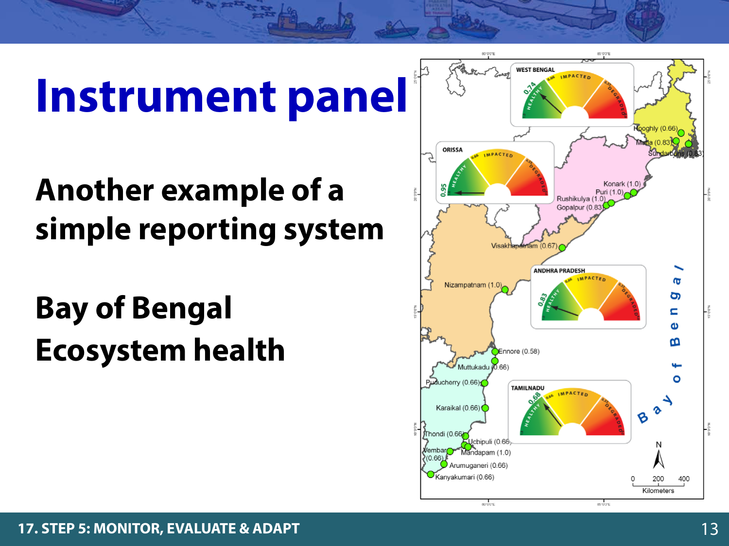# Instrument panel

**Another example of a simple reporting system**

**Bay of Bengal**
**Ecosystem health**

WEST BENGAL

0.74

HEALTHY 0.66 IMPACTED 0.33 DEGRADED

ORISSA

0.95

HEALTHY 0.66 IMPACTED 0.33 DEGRADED

ANDHRA PRADESH

0.83

HEALTHY 0.66 IMPACTED 0.33 DEGRADED

TAMILNADU

0.68

HEALTHY 0.66 IMPACTED 0.33 DEGRADED

Hooghly (0.66)
Matla (0.83)
Sundarbans (0.83)
Konark (1.0)
Puri (1.0)
Rushikulya (1.0)
Gopalpur (0.83)
Visakhapatnam (0.67)
Nizampatnam (1.0)
Ennore (0.58)
Muttukadu (0.66)
Puducherry (0.66)
Karaikal (0.66)
Thondi (0.66)
Uchipuli (0.66)
Mandapam (1.0)
Vembar (0.66)
Arumuganeri (0.66)
Kanyakumari (0.66)

Bay of Bengal

N

0 200 400
Kilometers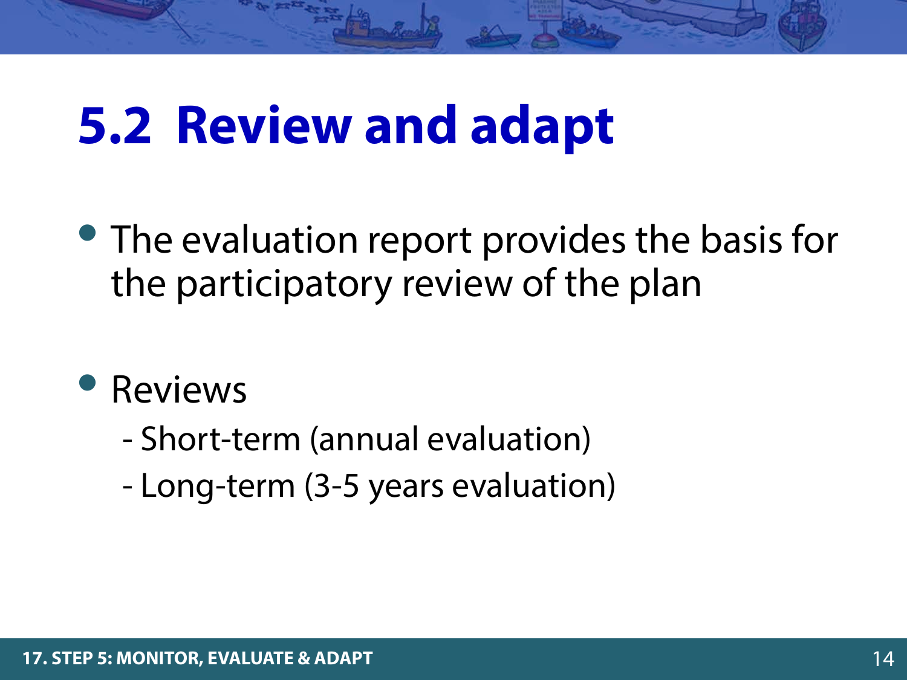# 5.2 Review and adapt

- The evaluation report provides the basis for the participatory review of the plan

- Reviews
  - Short-term (annual evaluation)
  - Long-term (3-5 years evaluation)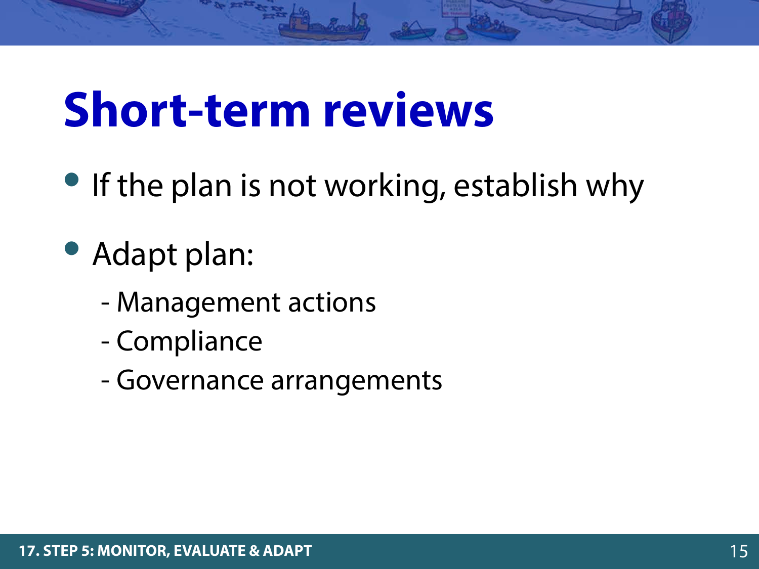# Short-term reviews

- If the plan is not working, establish why
- Adapt plan:
  - Management actions
  - Compliance
  - Governance arrangements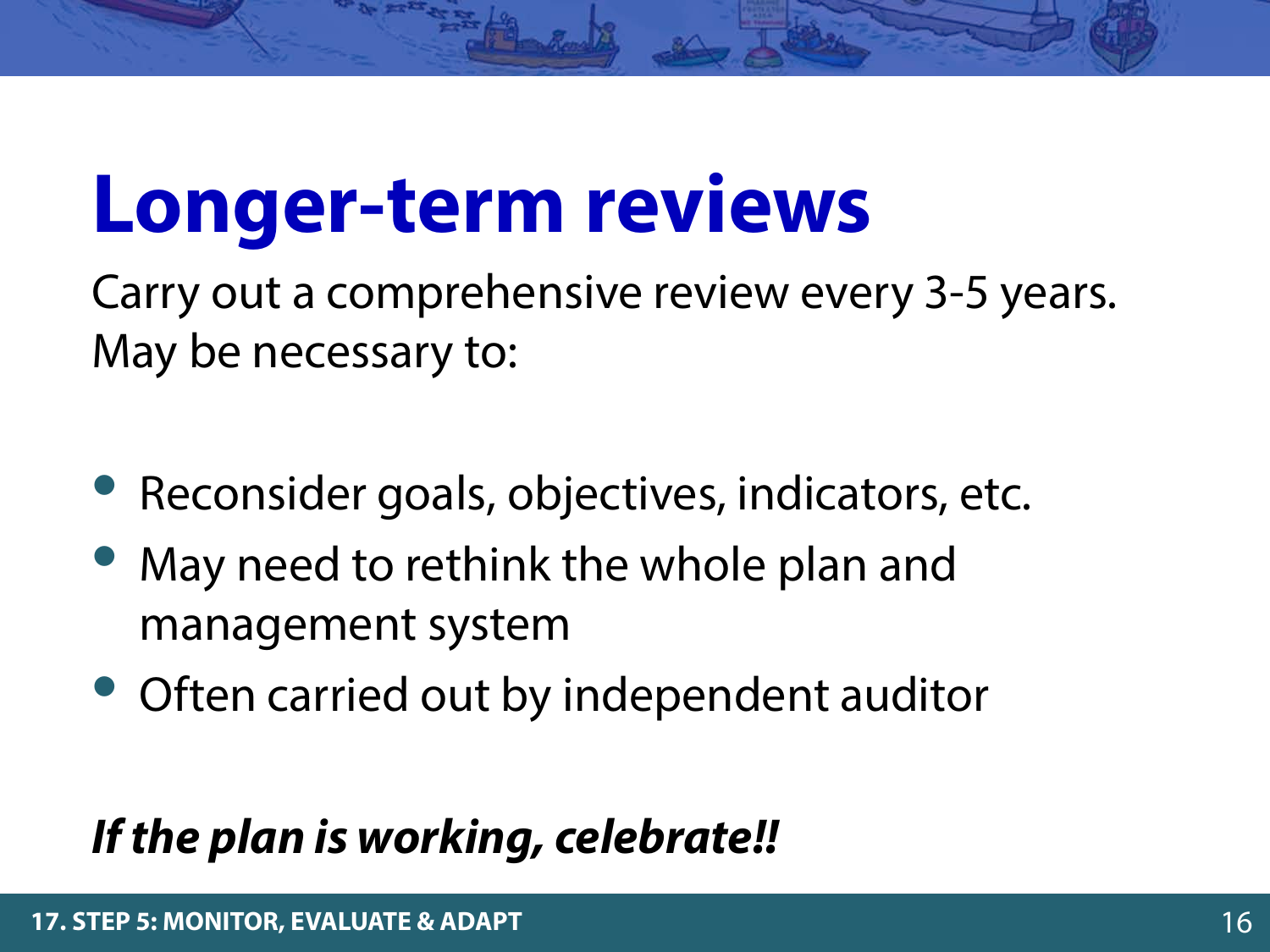# Longer-term reviews

Carry out a comprehensive review every 3-5 years. May be necessary to:

- Reconsider goals, objectives, indicators, etc.
- May need to rethink the whole plan and management system
- Often carried out by independent auditor

***If the plan is working, celebrate!!***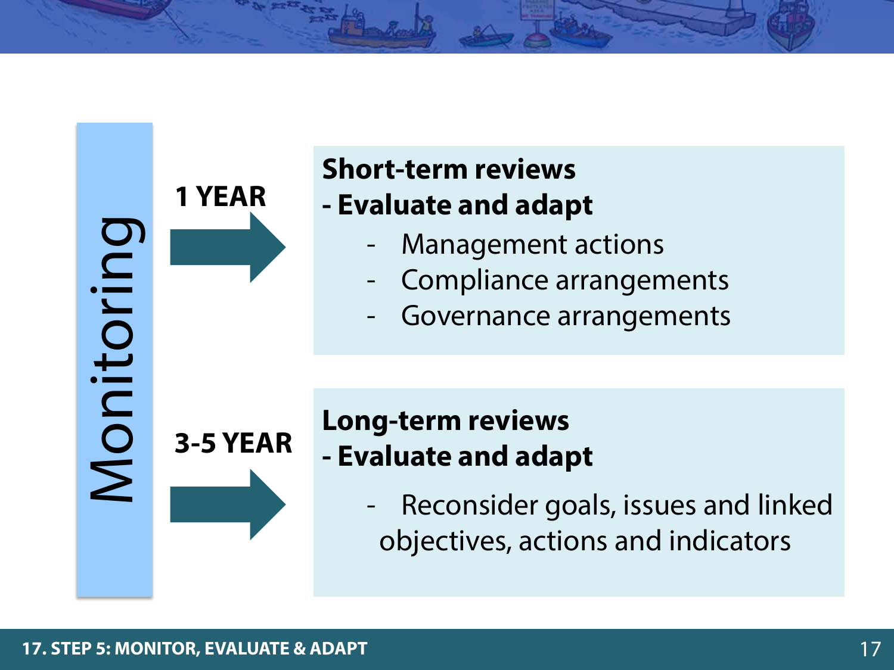**Monitoring**

**1 YEAR**

**Short-term reviews**
**- Evaluate and adapt**

- Management actions
- Compliance arrangements
- Governance arrangements

**3-5 YEAR**

**Long-term reviews**
**- Evaluate and adapt**

- Reconsider goals, issues and linked objectives, actions and indicators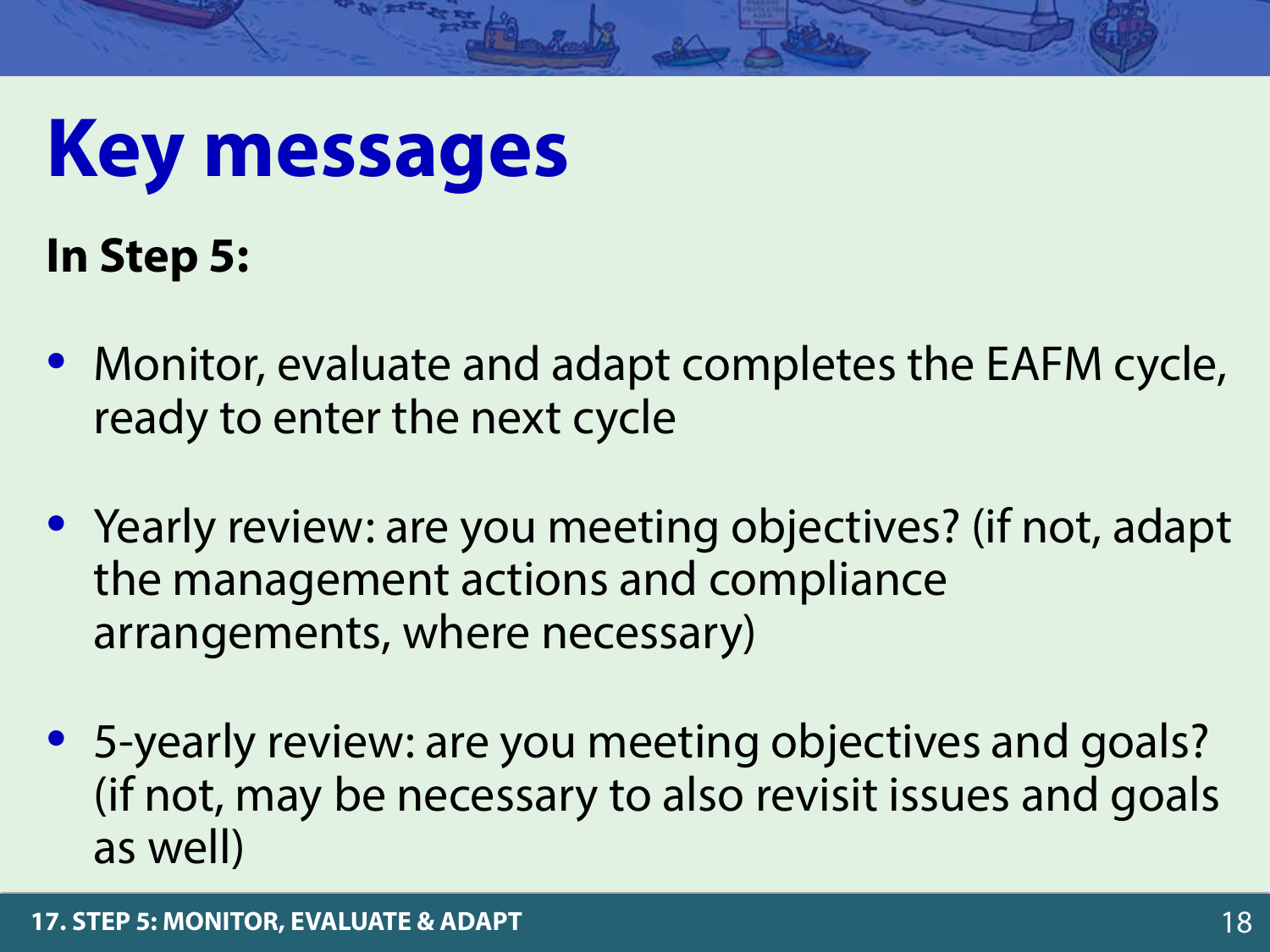# Key messages

**In Step 5:**

- Monitor, evaluate and adapt completes the EAFM cycle, ready to enter the next cycle
- Yearly review: are you meeting objectives? (if not, adapt the management actions and compliance arrangements, where necessary)
- 5-yearly review: are you meeting objectives and goals? (if not, may be necessary to also revisit issues and goals as well)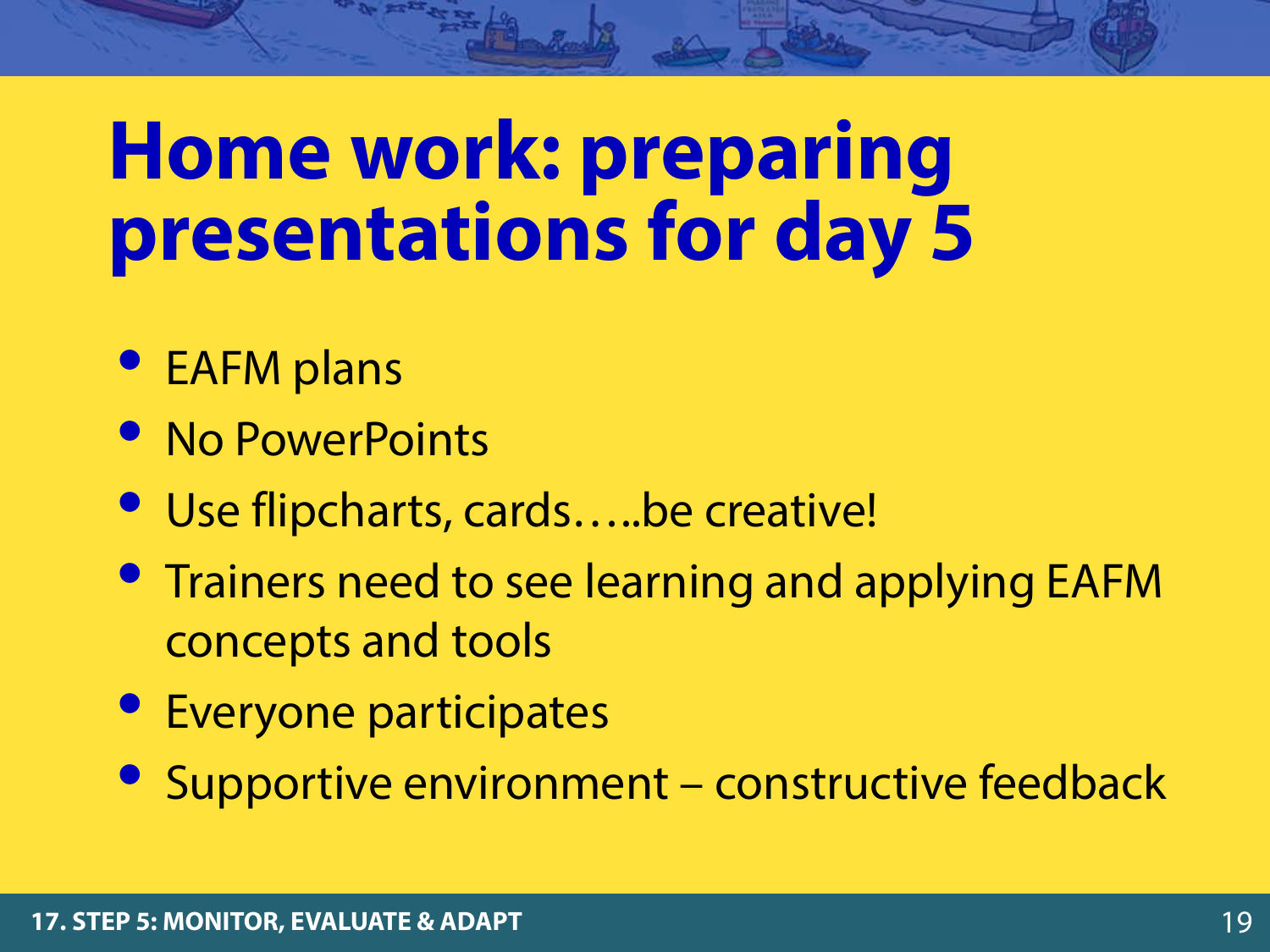# Home work: preparing presentations for day 5

- EAFM plans
- No PowerPoints
- Use flipcharts, cards…..be creative!
- Trainers need to see learning and applying EAFM concepts and tools
- Everyone participates
- Supportive environment – constructive feedback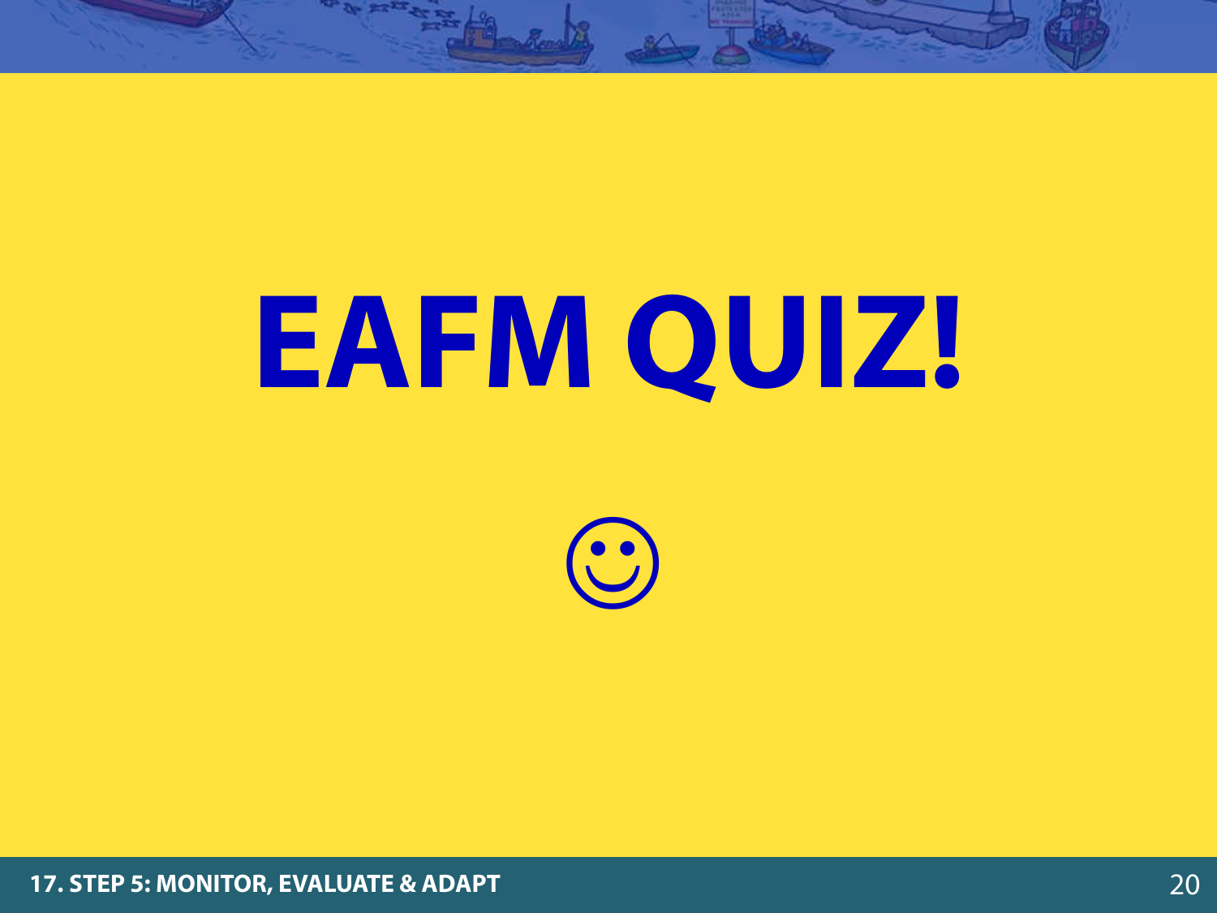# EAFM QUIZ!

☺